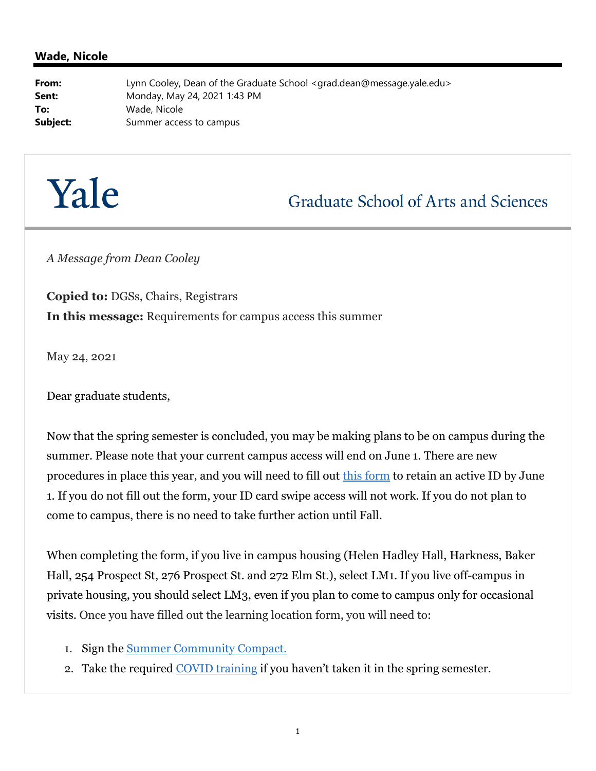**Wade, Nicole**

**From:** Lynn Cooley, Dean of the Graduate School <grad.dean@message.yale.edu>
**Sent:** Monday, May 24, 2021 1:43 PM
**To:** Wade, Nicole
**Subject:** Summer access to campus

# Yale

## Graduate School of Arts and Sciences

*A Message from Dean Cooley*

**Copied to:** DGSs, Chairs, Registrars
**In this message:** Requirements for campus access this summer

May 24, 2021

Dear graduate students,

Now that the spring semester is concluded, you may be making plans to be on campus during the summer. Please note that your current campus access will end on June 1. There are new procedures in place this year, and you will need to fill out this form to retain an active ID by June 1. If you do not fill out the form, your ID card swipe access will not work. If you do not plan to come to campus, there is no need to take further action until Fall.

When completing the form, if you live in campus housing (Helen Hadley Hall, Harkness, Baker Hall, 254 Prospect St, 276 Prospect St. and 272 Elm St.), select LM1. If you live off-campus in private housing, you should select LM3, even if you plan to come to campus only for occasional visits. Once you have filled out the learning location form, you will need to:

1. Sign the Summer Community Compact.
2. Take the required COVID training if you haven't taken it in the spring semester.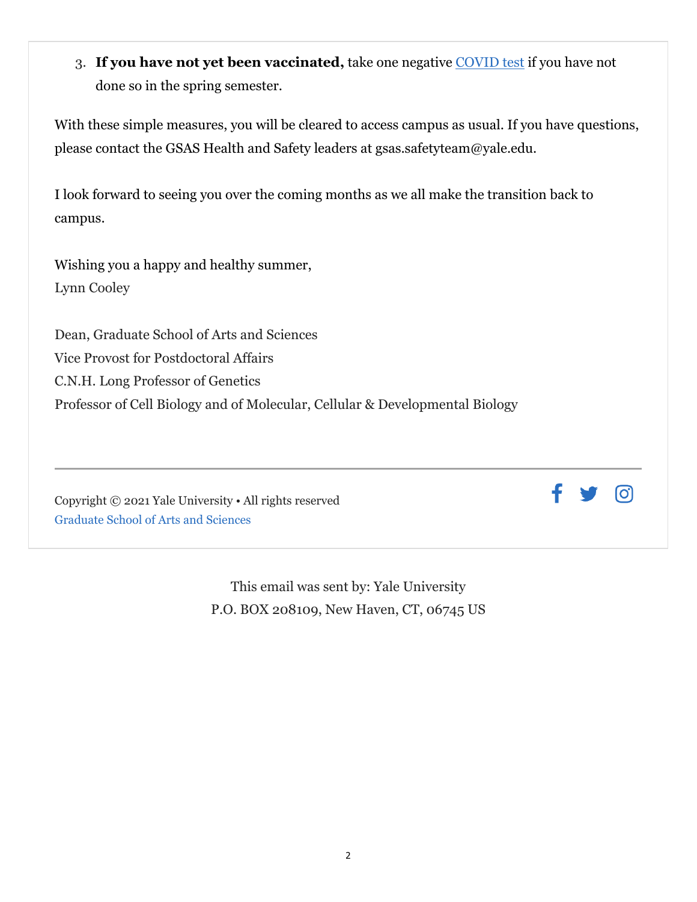3. **If you have not yet been vaccinated,** take one negative COVID test if you have not done so in the spring semester.

With these simple measures, you will be cleared to access campus as usual. If you have questions, please contact the GSAS Health and Safety leaders at gsas.safetyteam@yale.edu.

I look forward to seeing you over the coming months as we all make the transition back to campus.

Wishing you a happy and healthy summer,
Lynn Cooley

Dean, Graduate School of Arts and Sciences
Vice Provost for Postdoctoral Affairs
C.N.H. Long Professor of Genetics
Professor of Cell Biology and of Molecular, Cellular & Developmental Biology

---

Copyright © 2021 Yale University • All rights reserved
Graduate School of Arts and Sciences

This email was sent by: Yale University
P.O. BOX 208109, New Haven, CT, 06745 US